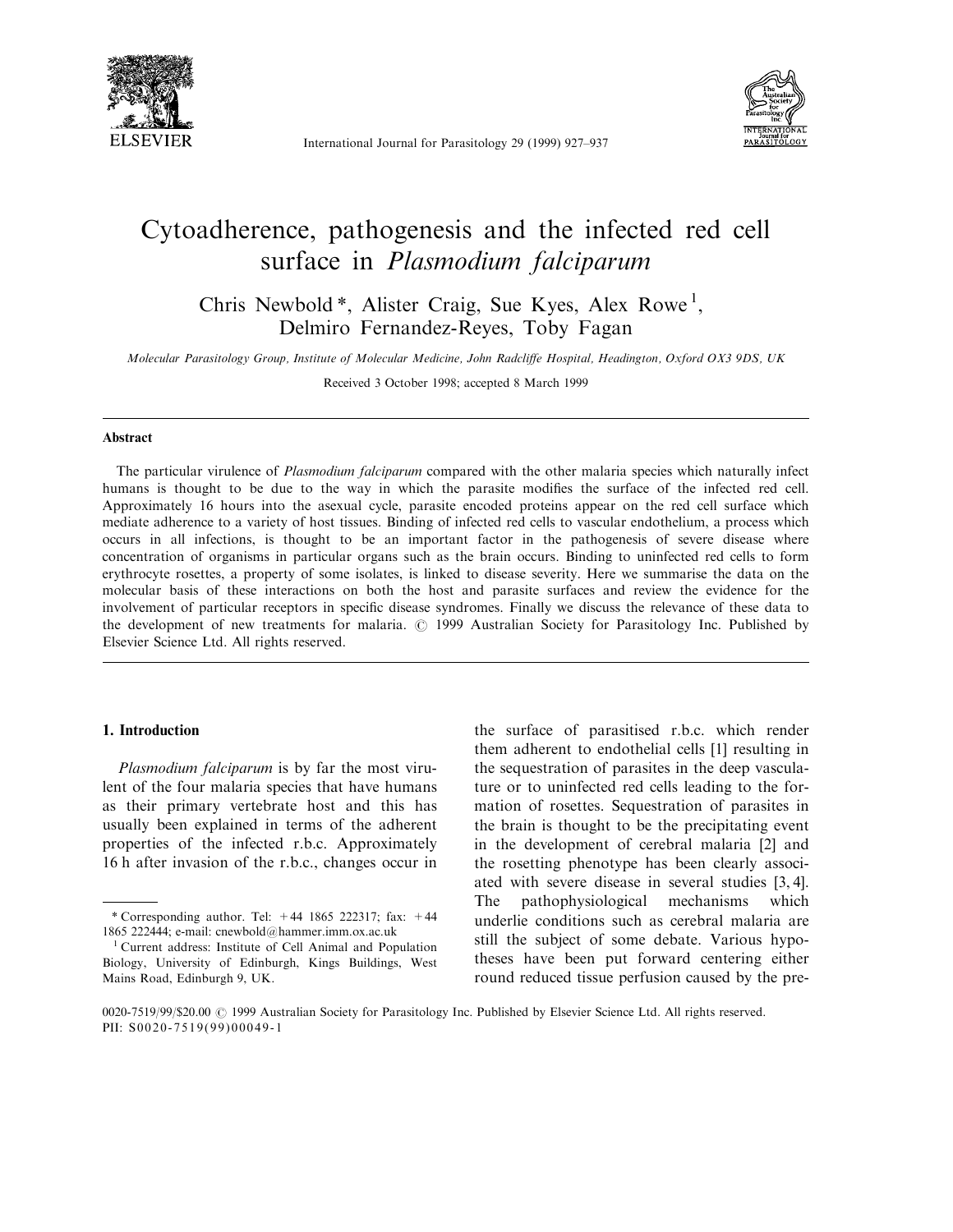# Cytoadherence, pathogenesis and the infected red cell surface in *Plasmodium falciparum*

Chris Newbold *, Alister Craig, Sue Kyes, Alex Rowe [1], Delmiro Fernandez-Reyes, Toby Fagan

*Molecular Parasitology Group, Institute of Molecular Medicine, John Radcliffe Hospital, Headington, Oxford OX3 9DS, UK*

Received 3 October 1998; accepted 8 March 1999

## Abstract

The particular virulence of *Plasmodium falciparum* compared with the other malaria species which naturally infect humans is thought to be due to the way in which the parasite modifies the surface of the infected red cell. Approximately 16 hours into the asexual cycle, parasite encoded proteins appear on the red cell surface which mediate adherence to a variety of host tissues. Binding of infected red cells to vascular endothelium, a process which occurs in all infections, is thought to be an important factor in the pathogenesis of severe disease where concentration of organisms in particular organs such as the brain occurs. Binding to uninfected red cells to form erythrocyte rosettes, a property of some isolates, is linked to disease severity. Here we summarise the data on the molecular basis of these interactions on both the host and parasite surfaces and review the evidence for the involvement of particular receptors in specific disease syndromes. Finally we discuss the relevance of these data to the development of new treatments for malaria. © 1999 Australian Society for Parasitology Inc. Published by Elsevier Science Ltd. All rights reserved.

## 1. Introduction

*Plasmodium falciparum* is by far the most virulent of the four malaria species that have humans as their primary vertebrate host and this has usually been explained in terms of the adherent properties of the infected r.b.c. Approximately 16 h after invasion of the r.b.c., changes occur in the surface of parasitised r.b.c. which render them adherent to endothelial cells [1] resulting in the sequestration of parasites in the deep vasculature or to uninfected red cells leading to the formation of rosettes. Sequestration of parasites in the brain is thought to be the precipitating event in the development of cerebral malaria [2] and the rosetting phenotype has been clearly associated with severe disease in several studies [3, 4]. The pathophysiological mechanisms which underlie conditions such as cerebral malaria are still the subject of some debate. Various hypotheses have been put forward centering either round reduced tissue perfusion caused by the pre-

\* Corresponding author. Tel: +44 1865 222317; fax: +44 1865 222444; e-mail: cnewbold@hammer.imm.ox.ac.uk

[1] Current address: Institute of Cell Animal and Population Biology, University of Edinburgh, Kings Buildings, West Mains Road, Edinburgh 9, UK.

0020-7519/99/$20.00 © 1999 Australian Society for Parasitology Inc. Published by Elsevier Science Ltd. All rights reserved.
PII: S0020-7519(99)00049-1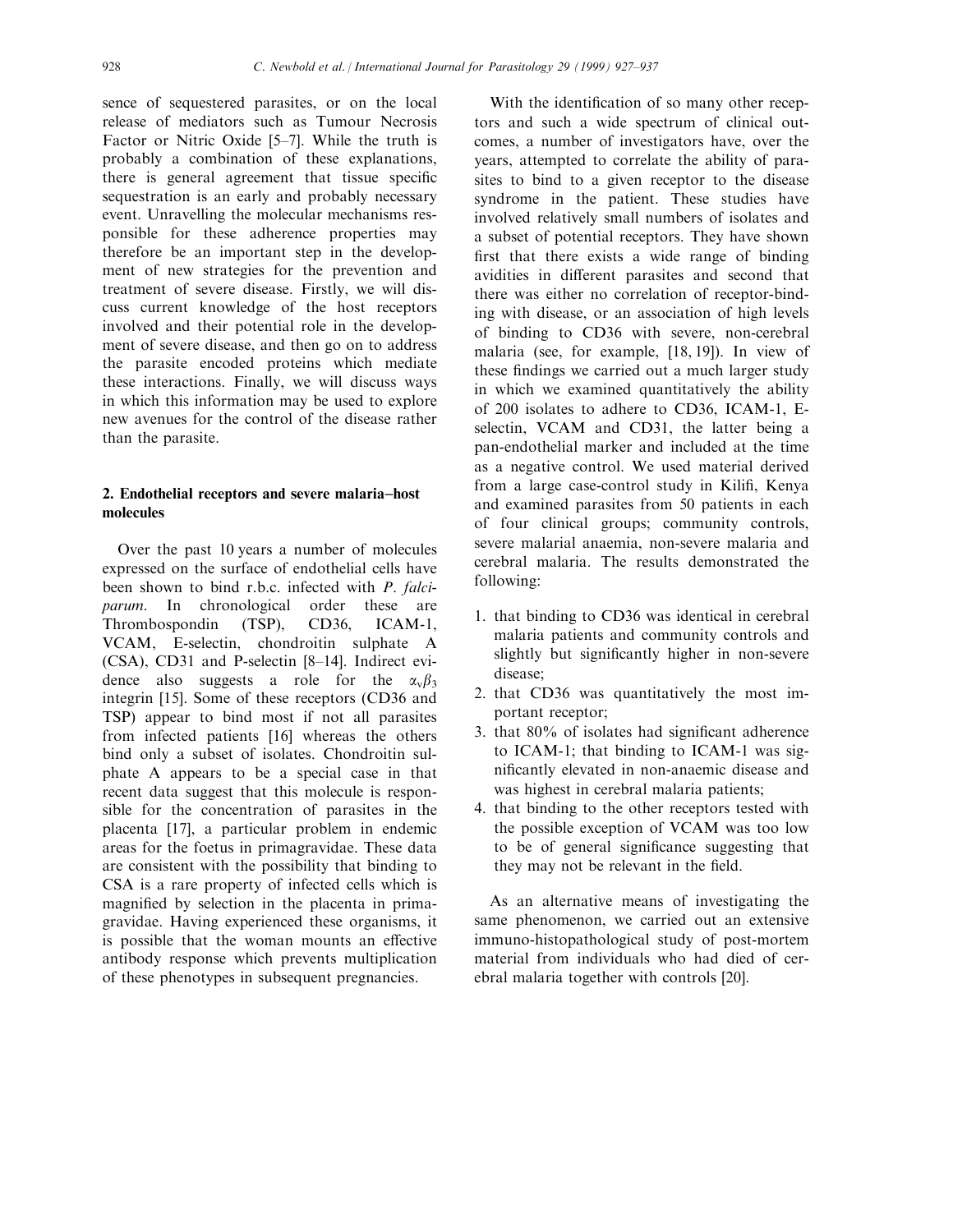sence of sequestered parasites, or on the local release of mediators such as Tumour Necrosis Factor or Nitric Oxide [5–7]. While the truth is probably a combination of these explanations, there is general agreement that tissue specific sequestration is an early and probably necessary event. Unravelling the molecular mechanisms responsible for these adherence properties may therefore be an important step in the development of new strategies for the prevention and treatment of severe disease. Firstly, we will discuss current knowledge of the host receptors involved and their potential role in the development of severe disease, and then go on to address the parasite encoded proteins which mediate these interactions. Finally, we will discuss ways in which this information may be used to explore new avenues for the control of the disease rather than the parasite.

## 2. Endothelial receptors and severe malaria–host molecules

Over the past 10 years a number of molecules expressed on the surface of endothelial cells have been shown to bind r.b.c. infected with *P. falciparum*. In chronological order these are Thrombospondin (TSP), CD36, ICAM-1, VCAM, E-selectin, chondroitin sulphate A (CSA), CD31 and P-selectin [8–14]. Indirect evidence also suggests a role for the $\alpha_v\beta_3$ integrin [15]. Some of these receptors (CD36 and TSP) appear to bind most if not all parasites from infected patients [16] whereas the others bind only a subset of isolates. Chondroitin sulphate A appears to be a special case in that recent data suggest that this molecule is responsible for the concentration of parasites in the placenta [17], a particular problem in endemic areas for the foetus in primagravidae. These data are consistent with the possibility that binding to CSA is a rare property of infected cells which is magnified by selection in the placenta in primagravidae. Having experienced these organisms, it is possible that the woman mounts an effective antibody response which prevents multiplication of these phenotypes in subsequent pregnancies.

With the identification of so many other receptors and such a wide spectrum of clinical outcomes, a number of investigators have, over the years, attempted to correlate the ability of parasites to bind to a given receptor to the disease syndrome in the patient. These studies have involved relatively small numbers of isolates and a subset of potential receptors. They have shown first that there exists a wide range of binding avidities in different parasites and second that there was either no correlation of receptor-binding with disease, or an association of high levels of binding to CD36 with severe, non-cerebral malaria (see, for example, [18, 19]). In view of these findings we carried out a much larger study in which we examined quantitatively the ability of 200 isolates to adhere to CD36, ICAM-1, E-selectin, VCAM and CD31, the latter being a pan-endothelial marker and included at the time as a negative control. We used material derived from a large case-control study in Kilifi, Kenya and examined parasites from 50 patients in each of four clinical groups; community controls, severe malarial anaemia, non-severe malaria and cerebral malaria. The results demonstrated the following:

1. that binding to CD36 was identical in cerebral malaria patients and community controls and slightly but significantly higher in non-severe disease;
2. that CD36 was quantitatively the most important receptor;
3. that 80% of isolates had significant adherence to ICAM-1; that binding to ICAM-1 was significantly elevated in non-anaemic disease and was highest in cerebral malaria patients;
4. that binding to the other receptors tested with the possible exception of VCAM was too low to be of general significance suggesting that they may not be relevant in the field.

As an alternative means of investigating the same phenomenon, we carried out an extensive immuno-histopathological study of post-mortem material from individuals who had died of cerebral malaria together with controls [20].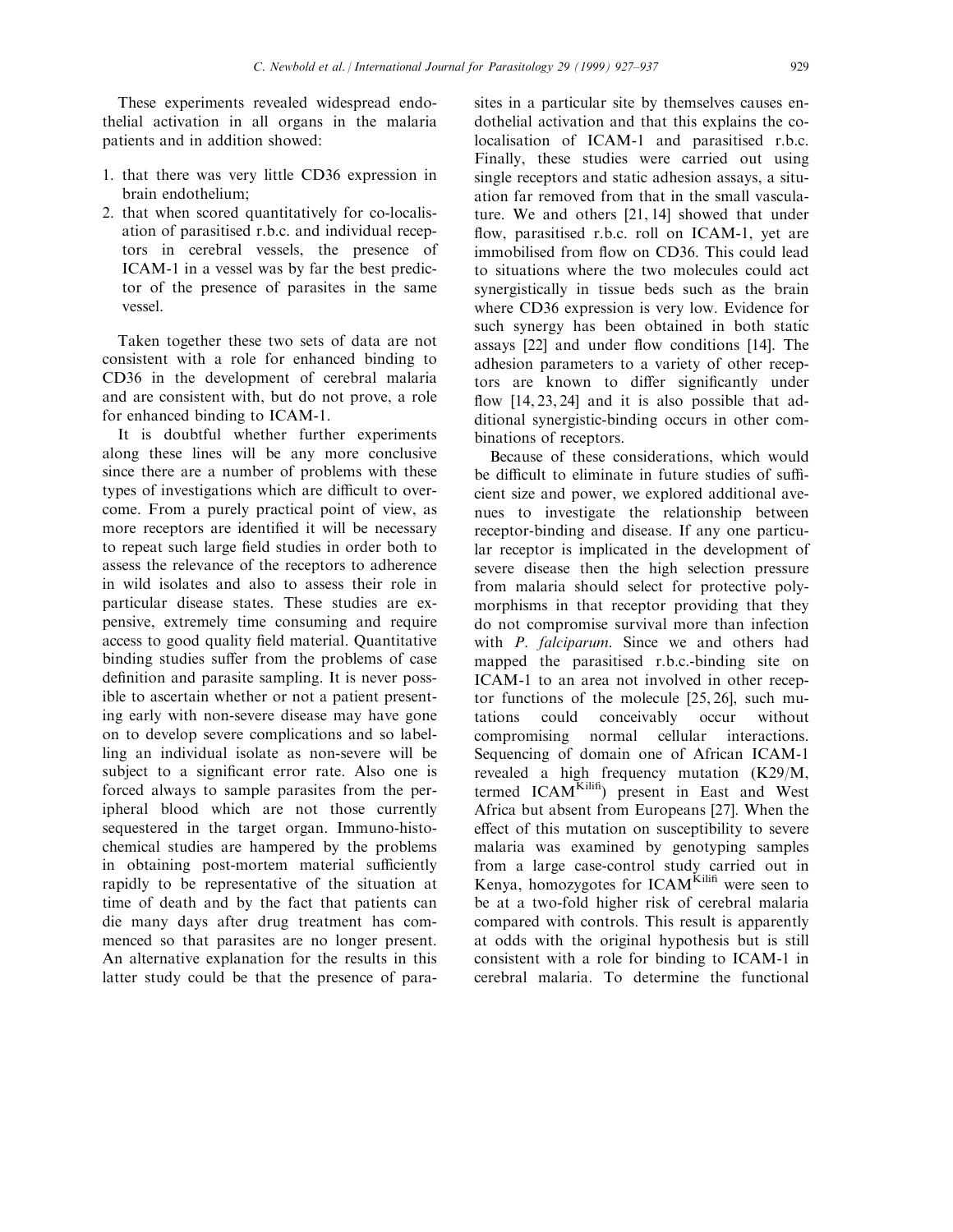These experiments revealed widespread endothelial activation in all organs in the malaria patients and in addition showed:

1. that there was very little CD36 expression in brain endothelium;
2. that when scored quantitatively for co-localisation of parasitised r.b.c. and individual receptors in cerebral vessels, the presence of ICAM-1 in a vessel was by far the best predictor of the presence of parasites in the same vessel.

Taken together these two sets of data are not consistent with a role for enhanced binding to CD36 in the development of cerebral malaria and are consistent with, but do not prove, a role for enhanced binding to ICAM-1.

It is doubtful whether further experiments along these lines will be any more conclusive since there are a number of problems with these types of investigations which are difficult to overcome. From a purely practical point of view, as more receptors are identified it will be necessary to repeat such large field studies in order both to assess the relevance of the receptors to adherence in wild isolates and also to assess their role in particular disease states. These studies are expensive, extremely time consuming and require access to good quality field material. Quantitative binding studies suffer from the problems of case definition and parasite sampling. It is never possible to ascertain whether or not a patient presenting early with non-severe disease may have gone on to develop severe complications and so labelling an individual isolate as non-severe will be subject to a significant error rate. Also one is forced always to sample parasites from the peripheral blood which are not those currently sequestered in the target organ. Immuno-histochemical studies are hampered by the problems in obtaining post-mortem material sufficiently rapidly to be representative of the situation at time of death and by the fact that patients can die many days after drug treatment has commenced so that parasites are no longer present. An alternative explanation for the results in this latter study could be that the presence of parasites in a particular site by themselves causes endothelial activation and that this explains the co-localisation of ICAM-1 and parasitised r.b.c. Finally, these studies were carried out using single receptors and static adhesion assays, a situation far removed from that in the small vasculature. We and others [21, 14] showed that under flow, parasitised r.b.c. roll on ICAM-1, yet are immobilised from flow on CD36. This could lead to situations where the two molecules could act synergistically in tissue beds such as the brain where CD36 expression is very low. Evidence for such synergy has been obtained in both static assays [22] and under flow conditions [14]. The adhesion parameters to a variety of other receptors are known to differ significantly under flow [14, 23, 24] and it is also possible that additional synergistic-binding occurs in other combinations of receptors.

Because of these considerations, which would be difficult to eliminate in future studies of sufficient size and power, we explored additional avenues to investigate the relationship between receptor-binding and disease. If any one particular receptor is implicated in the development of severe disease then the high selection pressure from malaria should select for protective polymorphisms in that receptor providing that they do not compromise survival more than infection with *P. falciparum*. Since we and others had mapped the parasitised r.b.c.-binding site on ICAM-1 to an area not involved in other receptor functions of the molecule [25, 26], such mutations could conceivably occur without compromising normal cellular interactions. Sequencing of domain one of African ICAM-1 revealed a high frequency mutation (K29/M, termed ICAM$^{\text{Kilifi}}$) present in East and West Africa but absent from Europeans [27]. When the effect of this mutation on susceptibility to severe malaria was examined by genotyping samples from a large case-control study carried out in Kenya, homozygotes for ICAM$^{\text{Kilifi}}$ were seen to be at a two-fold higher risk of cerebral malaria compared with controls. This result is apparently at odds with the original hypothesis but is still consistent with a role for binding to ICAM-1 in cerebral malaria. To determine the functional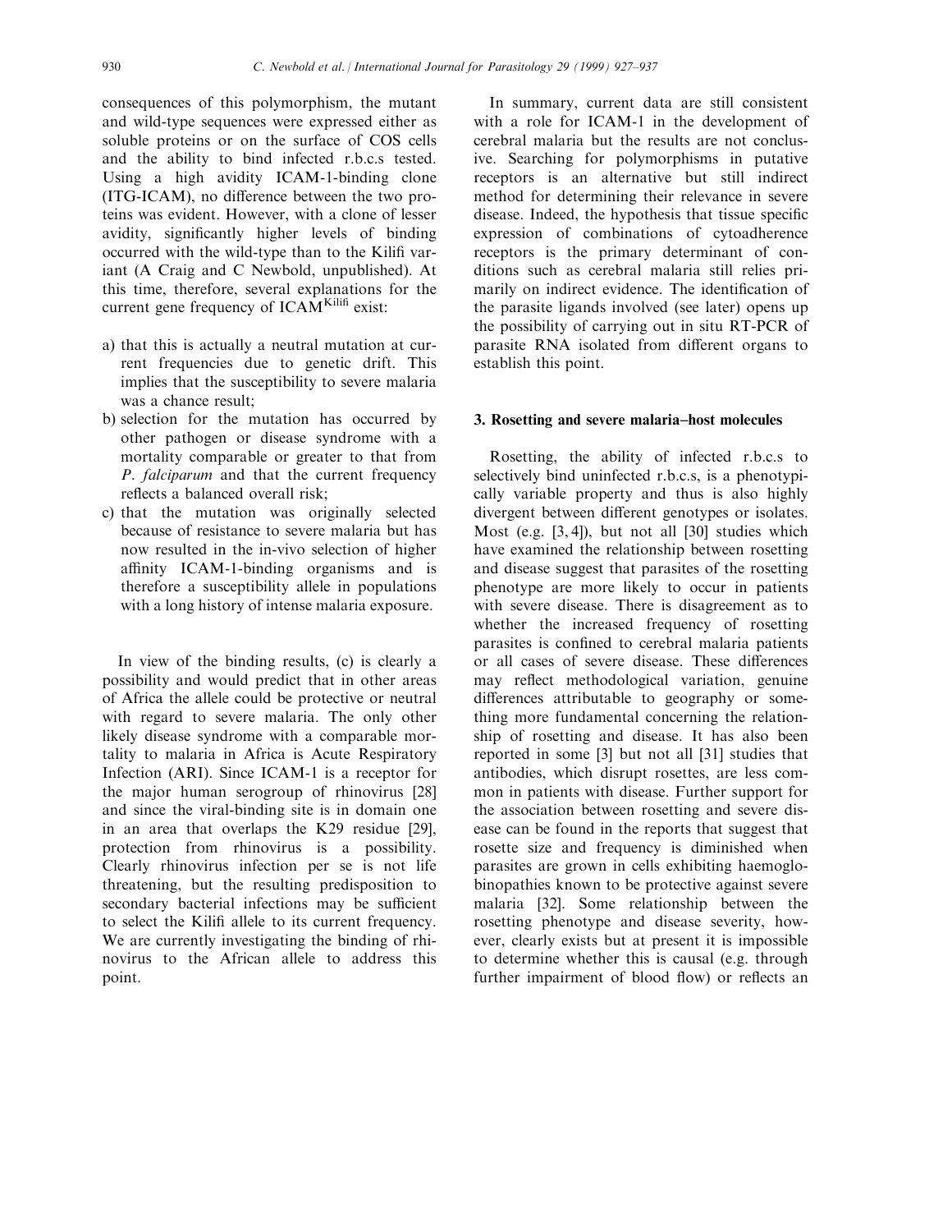consequences of this polymorphism, the mutant and wild-type sequences were expressed either as soluble proteins or on the surface of COS cells and the ability to bind infected r.b.c.s tested. Using a high avidity ICAM-1-binding clone (ITG-ICAM), no difference between the two proteins was evident. However, with a clone of lesser avidity, significantly higher levels of binding occurred with the wild-type than to the Kilifi variant (A Craig and C Newbold, unpublished). At this time, therefore, several explanations for the current gene frequency of $ICAM^{Kilifi}$ exist:

a) that this is actually a neutral mutation at current frequencies due to genetic drift. This implies that the susceptibility to severe malaria was a chance result;
b) selection for the mutation has occurred by other pathogen or disease syndrome with a mortality comparable or greater to that from *P. falciparum* and that the current frequency reflects a balanced overall risk;
c) that the mutation was originally selected because of resistance to severe malaria but has now resulted in the in-vivo selection of higher affinity ICAM-1-binding organisms and is therefore a susceptibility allele in populations with a long history of intense malaria exposure.

In view of the binding results, (c) is clearly a possibility and would predict that in other areas of Africa the allele could be protective or neutral with regard to severe malaria. The only other likely disease syndrome with a comparable mortality to malaria in Africa is Acute Respiratory Infection (ARI). Since ICAM-1 is a receptor for the major human serogroup of rhinovirus [28] and since the viral-binding site is in domain one in an area that overlaps the K29 residue [29], protection from rhinovirus is a possibility. Clearly rhinovirus infection per se is not life threatening, but the resulting predisposition to secondary bacterial infections may be sufficient to select the Kilifi allele to its current frequency. We are currently investigating the binding of rhinovirus to the African allele to address this point.

In summary, current data are still consistent with a role for ICAM-1 in the development of cerebral malaria but the results are not conclusive. Searching for polymorphisms in putative receptors is an alternative but still indirect method for determining their relevance in severe disease. Indeed, the hypothesis that tissue specific expression of combinations of cytoadherence receptors is the primary determinant of conditions such as cerebral malaria still relies primarily on indirect evidence. The identification of the parasite ligands involved (see later) opens up the possibility of carrying out in situ RT-PCR of parasite RNA isolated from different organs to establish this point.

## 3. Rosetting and severe malaria–host molecules

Rosetting, the ability of infected r.b.c.s to selectively bind uninfected r.b.c.s, is a phenotypically variable property and thus is also highly divergent between different genotypes or isolates. Most (e.g. [3, 4]), but not all [30] studies which have examined the relationship between rosetting and disease suggest that parasites of the rosetting phenotype are more likely to occur in patients with severe disease. There is disagreement as to whether the increased frequency of rosetting parasites is confined to cerebral malaria patients or all cases of severe disease. These differences may reflect methodological variation, genuine differences attributable to geography or something more fundamental concerning the relationship of rosetting and disease. It has also been reported in some [3] but not all [31] studies that antibodies, which disrupt rosettes, are less common in patients with disease. Further support for the association between rosetting and severe disease can be found in the reports that suggest that rosette size and frequency is diminished when parasites are grown in cells exhibiting haemoglobinopathies known to be protective against severe malaria [32]. Some relationship between the rosetting phenotype and disease severity, however, clearly exists but at present it is impossible to determine whether this is causal (e.g. through further impairment of blood flow) or reflects an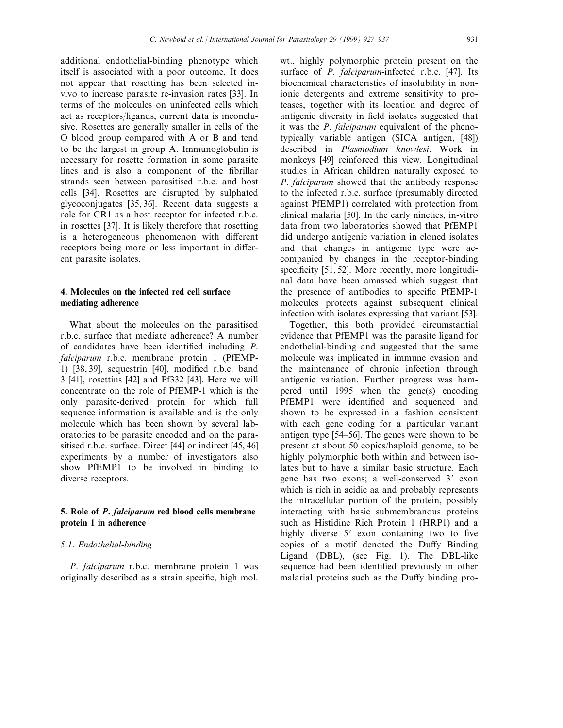additional endothelial-binding phenotype which itself is associated with a poor outcome. It does not appear that rosetting has been selected in-vivo to increase parasite re-invasion rates [33]. In terms of the molecules on uninfected cells which act as receptors/ligands, current data is inconclusive. Rosettes are generally smaller in cells of the O blood group compared with A or B and tend to be the largest in group A. Immunoglobulin is necessary for rosette formation in some parasite lines and is also a component of the fibrillar strands seen between parasitised r.b.c. and host cells [34]. Rosettes are disrupted by sulphated glycoconjugates [35, 36]. Recent data suggests a role for CR1 as a host receptor for infected r.b.c. in rosettes [37]. It is likely therefore that rosetting is a heterogeneous phenomenon with different receptors being more or less important in different parasite isolates.

## 4. Molecules on the infected red cell surface mediating adherence

What about the molecules on the parasitised r.b.c. surface that mediate adherence? A number of candidates have been identified including *P. falciparum* r.b.c. membrane protein 1 (PfEMP-1) [38, 39], sequestrin [40], modified r.b.c. band 3 [41], rosettins [42] and Pf332 [43]. Here we will concentrate on the role of PfEMP-1 which is the only parasite-derived protein for which full sequence information is available and is the only molecule which has been shown by several laboratories to be parasite encoded and on the parasitised r.b.c. surface. Direct [44] or indirect [45, 46] experiments by a number of investigators also show PfEMP1 to be involved in binding to diverse receptors.

## 5. Role of *P. falciparum* red blood cells membrane protein 1 in adherence

### 5.1. Endothelial-binding

*P. falciparum* r.b.c. membrane protein 1 was originally described as a strain specific, high mol. wt., highly polymorphic protein present on the surface of *P. falciparum*-infected r.b.c. [47]. Its biochemical characteristics of insolubility in non-ionic detergents and extreme sensitivity to proteases, together with its location and degree of antigenic diversity in field isolates suggested that it was the *P. falciparum* equivalent of the phenotypically variable antigen (SICA antigen, [48]) described in *Plasmodium knowlesi*. Work in monkeys [49] reinforced this view. Longitudinal studies in African children naturally exposed to *P. falciparum* showed that the antibody response to the infected r.b.c. surface (presumably directed against PfEMP1) correlated with protection from clinical malaria [50]. In the early nineties, in-vitro data from two laboratories showed that PfEMP1 did undergo antigenic variation in cloned isolates and that changes in antigenic type were accompanied by changes in the receptor-binding specificity [51, 52]. More recently, more longitudinal data have been amassed which suggest that the presence of antibodies to specific PfEMP-1 molecules protects against subsequent clinical infection with isolates expressing that variant [53].

Together, this both provided circumstantial evidence that PfEMP1 was the parasite ligand for endothelial-binding and suggested that the same molecule was implicated in immune evasion and the maintenance of chronic infection through antigenic variation. Further progress was hampered until 1995 when the gene(s) encoding PfEMP1 were identified and sequenced and shown to be expressed in a fashion consistent with each gene coding for a particular variant antigen type [54–56]. The genes were shown to be present at about 50 copies/haploid genome, to be highly polymorphic both within and between isolates but to have a similar basic structure. Each gene has two exons; a well-conserved 3′ exon which is rich in acidic aa and probably represents the intracellular portion of the protein, possibly interacting with basic submembranous proteins such as Histidine Rich Protein 1 (HRP1) and a highly diverse 5′ exon containing two to five copies of a motif denoted the Duffy Binding Ligand (DBL), (see Fig. 1). The DBL-like sequence had been identified previously in other malarial proteins such as the Duffy binding pro-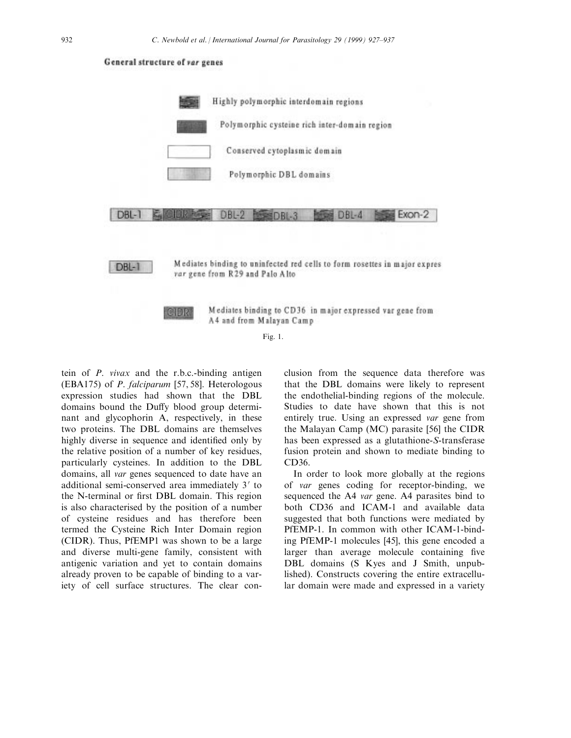**General structure of *var* genes**

Highly polymorphic interdomain regions

Polymorphic cysteine rich inter-domain region

Conserved cytoplasmic domain

Polymorphic DBL domains

DBL-1 | CIDR | DBL-2 | DBL-3 | DBL-4 | Exon-2

DBL-1 — Mediates binding to uninfected red cells to form rosettes in major expres *var* gene from R29 and Palo Alto

CIDR — Mediates binding to CD36 in major expressed var gene from A4 and from Malayan Camp

Fig. 1.

tein of *P. vivax* and the r.b.c.-binding antigen (EBA175) of *P. falciparum* [57, 58]. Heterologous expression studies had shown that the DBL domains bound the Duffy blood group determinant and glycophorin A, respectively, in these two proteins. The DBL domains are themselves highly diverse in sequence and identified only by the relative position of a number of key residues, particularly cysteines. In addition to the DBL domains, all *var* genes sequenced to date have an additional semi-conserved area immediately 3′ to the N-terminal or first DBL domain. This region is also characterised by the position of a number of cysteine residues and has therefore been termed the Cysteine Rich Inter Domain region (CIDR). Thus, PfEMP1 was shown to be a large and diverse multi-gene family, consistent with antigenic variation and yet to contain domains already proven to be capable of binding to a variety of cell surface structures. The clear conclusion from the sequence data therefore was that the DBL domains were likely to represent the endothelial-binding regions of the molecule. Studies to date have shown that this is not entirely true. Using an expressed *var* gene from the Malayan Camp (MC) parasite [56] the CIDR has been expressed as a glutathione-*S*-transferase fusion protein and shown to mediate binding to CD36.

In order to look more globally at the regions of *var* genes coding for receptor-binding, we sequenced the A4 *var* gene. A4 parasites bind to both CD36 and ICAM-1 and available data suggested that both functions were mediated by PfEMP-1. In common with other ICAM-1-binding PfEMP-1 molecules [45], this gene encoded a larger than average molecule containing five DBL domains (S Kyes and J Smith, unpublished). Constructs covering the entire extracellular domain were made and expressed in a variety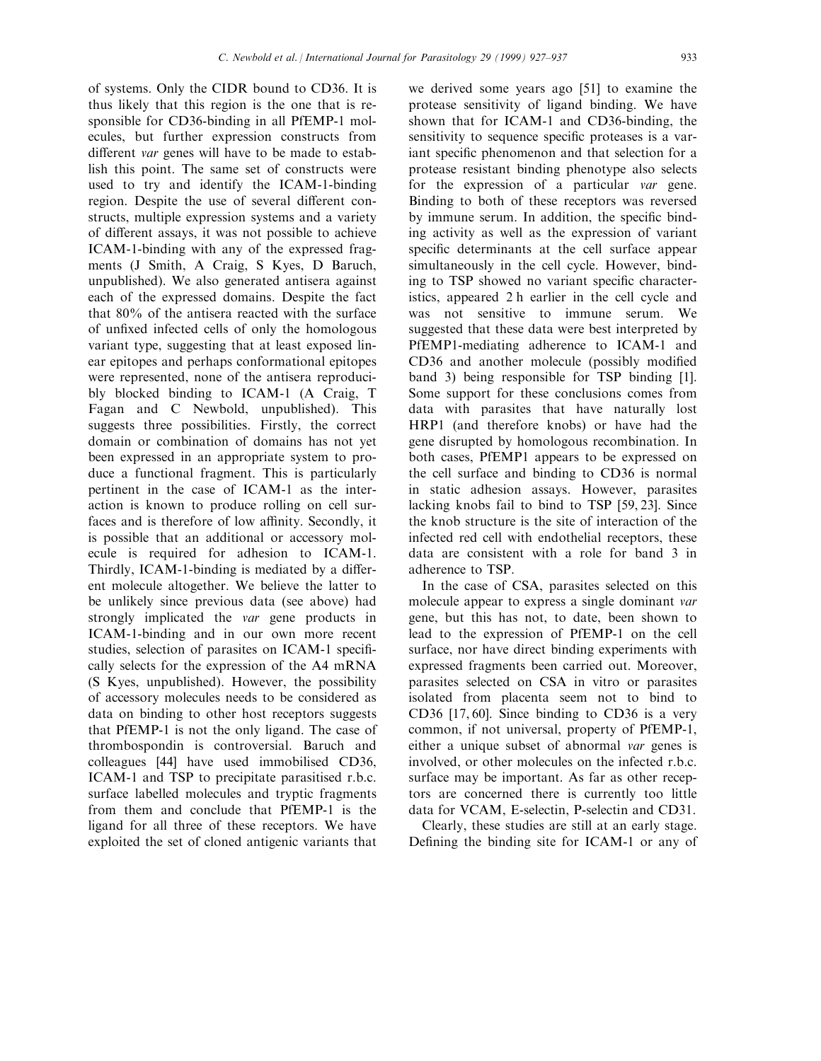of systems. Only the CIDR bound to CD36. It is thus likely that this region is the one that is responsible for CD36-binding in all PfEMP-1 molecules, but further expression constructs from different *var* genes will have to be made to establish this point. The same set of constructs were used to try and identify the ICAM-1-binding region. Despite the use of several different constructs, multiple expression systems and a variety of different assays, it was not possible to achieve ICAM-1-binding with any of the expressed fragments (J Smith, A Craig, S Kyes, D Baruch, unpublished). We also generated antisera against each of the expressed domains. Despite the fact that 80% of the antisera reacted with the surface of unfixed infected cells of only the homologous variant type, suggesting that at least exposed linear epitopes and perhaps conformational epitopes were represented, none of the antisera reproducibly blocked binding to ICAM-1 (A Craig, T Fagan and C Newbold, unpublished). This suggests three possibilities. Firstly, the correct domain or combination of domains has not yet been expressed in an appropriate system to produce a functional fragment. This is particularly pertinent in the case of ICAM-1 as the interaction is known to produce rolling on cell surfaces and is therefore of low affinity. Secondly, it is possible that an additional or accessory molecule is required for adhesion to ICAM-1. Thirdly, ICAM-1-binding is mediated by a different molecule altogether. We believe the latter to be unlikely since previous data (see above) had strongly implicated the *var* gene products in ICAM-1-binding and in our own more recent studies, selection of parasites on ICAM-1 specifically selects for the expression of the A4 mRNA (S Kyes, unpublished). However, the possibility of accessory molecules needs to be considered as data on binding to other host receptors suggests that PfEMP-1 is not the only ligand. The case of thrombospondin is controversial. Baruch and colleagues [44] have used immobilised CD36, ICAM-1 and TSP to precipitate parasitised r.b.c. surface labelled molecules and tryptic fragments from them and conclude that PfEMP-1 is the ligand for all three of these receptors. We have exploited the set of cloned antigenic variants that we derived some years ago [51] to examine the protease sensitivity of ligand binding. We have shown that for ICAM-1 and CD36-binding, the sensitivity to sequence specific proteases is a variant specific phenomenon and that selection for a protease resistant binding phenotype also selects for the expression of a particular *var* gene. Binding to both of these receptors was reversed by immune serum. In addition, the specific binding activity as well as the expression of variant specific determinants at the cell surface appear simultaneously in the cell cycle. However, binding to TSP showed no variant specific characteristics, appeared 2 h earlier in the cell cycle and was not sensitive to immune serum. We suggested that these data were best interpreted by PfEMP1-mediating adherence to ICAM-1 and CD36 and another molecule (possibly modified band 3) being responsible for TSP binding [1]. Some support for these conclusions comes from data with parasites that have naturally lost HRP1 (and therefore knobs) or have had the gene disrupted by homologous recombination. In both cases, PfEMP1 appears to be expressed on the cell surface and binding to CD36 is normal in static adhesion assays. However, parasites lacking knobs fail to bind to TSP [59, 23]. Since the knob structure is the site of interaction of the infected red cell with endothelial receptors, these data are consistent with a role for band 3 in adherence to TSP.

In the case of CSA, parasites selected on this molecule appear to express a single dominant *var* gene, but this has not, to date, been shown to lead to the expression of PfEMP-1 on the cell surface, nor have direct binding experiments with expressed fragments been carried out. Moreover, parasites selected on CSA in vitro or parasites isolated from placenta seem not to bind to CD36 [17, 60]. Since binding to CD36 is a very common, if not universal, property of PfEMP-1, either a unique subset of abnormal *var* genes is involved, or other molecules on the infected r.b.c. surface may be important. As far as other receptors are concerned there is currently too little data for VCAM, E-selectin, P-selectin and CD31.

Clearly, these studies are still at an early stage. Defining the binding site for ICAM-1 or any of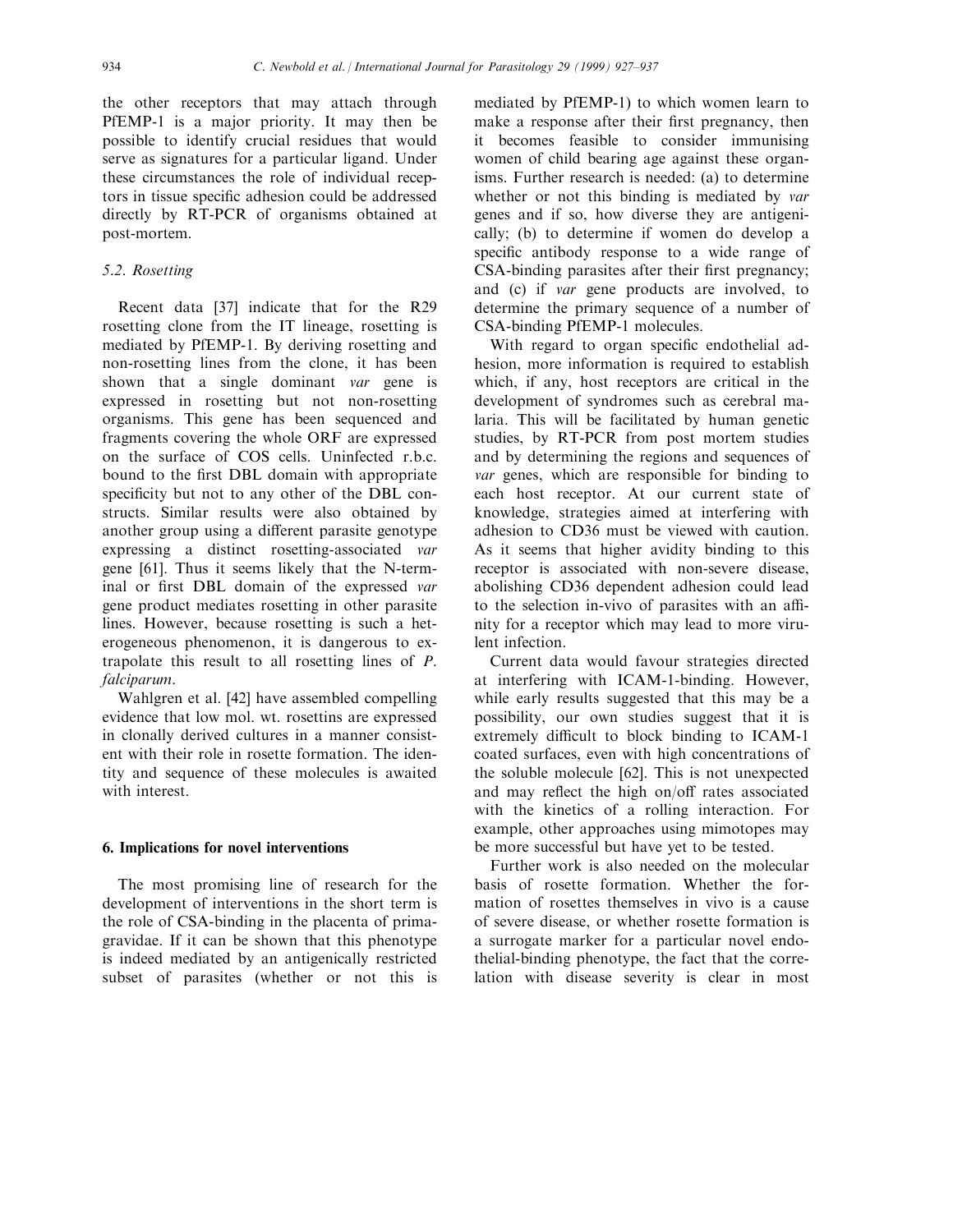the other receptors that may attach through PfEMP-1 is a major priority. It may then be possible to identify crucial residues that would serve as signatures for a particular ligand. Under these circumstances the role of individual receptors in tissue specific adhesion could be addressed directly by RT-PCR of organisms obtained at post-mortem.

### 5.2. Rosetting

Recent data [37] indicate that for the R29 rosetting clone from the IT lineage, rosetting is mediated by PfEMP-1. By deriving rosetting and non-rosetting lines from the clone, it has been shown that a single dominant *var* gene is expressed in rosetting but not non-rosetting organisms. This gene has been sequenced and fragments covering the whole ORF are expressed on the surface of COS cells. Uninfected r.b.c. bound to the first DBL domain with appropriate specificity but not to any other of the DBL constructs. Similar results were also obtained by another group using a different parasite genotype expressing a distinct rosetting-associated *var* gene [61]. Thus it seems likely that the N-terminal or first DBL domain of the expressed *var* gene product mediates rosetting in other parasite lines. However, because rosetting is such a heterogeneous phenomenon, it is dangerous to extrapolate this result to all rosetting lines of *P. falciparum*.

Wahlgren et al. [42] have assembled compelling evidence that low mol. wt. rosettins are expressed in clonally derived cultures in a manner consistent with their role in rosette formation. The identity and sequence of these molecules is awaited with interest.

## 6. Implications for novel interventions

The most promising line of research for the development of interventions in the short term is the role of CSA-binding in the placenta of primagravidae. If it can be shown that this phenotype is indeed mediated by an antigenically restricted subset of parasites (whether or not this is mediated by PfEMP-1) to which women learn to make a response after their first pregnancy, then it becomes feasible to consider immunising women of child bearing age against these organisms. Further research is needed: (a) to determine whether or not this binding is mediated by *var* genes and if so, how diverse they are antigenically; (b) to determine if women do develop a specific antibody response to a wide range of CSA-binding parasites after their first pregnancy; and (c) if *var* gene products are involved, to determine the primary sequence of a number of CSA-binding PfEMP-1 molecules.

With regard to organ specific endothelial adhesion, more information is required to establish which, if any, host receptors are critical in the development of syndromes such as cerebral malaria. This will be facilitated by human genetic studies, by RT-PCR from post mortem studies and by determining the regions and sequences of *var* genes, which are responsible for binding to each host receptor. At our current state of knowledge, strategies aimed at interfering with adhesion to CD36 must be viewed with caution. As it seems that higher avidity binding to this receptor is associated with non-severe disease, abolishing CD36 dependent adhesion could lead to the selection in-vivo of parasites with an affinity for a receptor which may lead to more virulent infection.

Current data would favour strategies directed at interfering with ICAM-1-binding. However, while early results suggested that this may be a possibility, our own studies suggest that it is extremely difficult to block binding to ICAM-1 coated surfaces, even with high concentrations of the soluble molecule [62]. This is not unexpected and may reflect the high on/off rates associated with the kinetics of a rolling interaction. For example, other approaches using mimotopes may be more successful but have yet to be tested.

Further work is also needed on the molecular basis of rosette formation. Whether the formation of rosettes themselves in vivo is a cause of severe disease, or whether rosette formation is a surrogate marker for a particular novel endothelial-binding phenotype, the fact that the correlation with disease severity is clear in most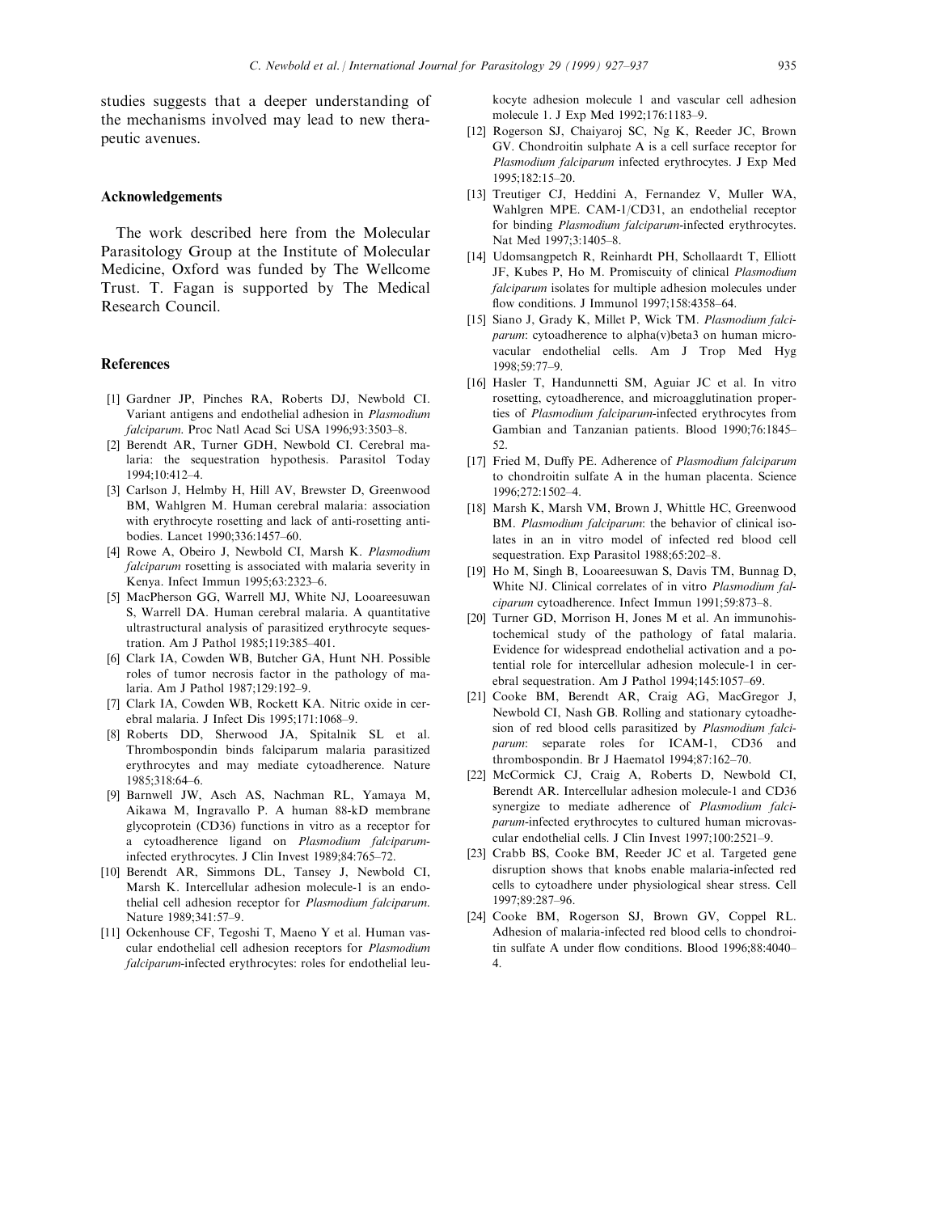studies suggests that a deeper understanding of the mechanisms involved may lead to new therapeutic avenues.

## Acknowledgements

The work described here from the Molecular Parasitology Group at the Institute of Molecular Medicine, Oxford was funded by The Wellcome Trust. T. Fagan is supported by The Medical Research Council.

## References

[1] Gardner JP, Pinches RA, Roberts DJ, Newbold CI. Variant antigens and endothelial adhesion in *Plasmodium falciparum*. Proc Natl Acad Sci USA 1996;93:3503–8.

[2] Berendt AR, Turner GDH, Newbold CI. Cerebral malaria: the sequestration hypothesis. Parasitol Today 1994;10:412–4.

[3] Carlson J, Helmby H, Hill AV, Brewster D, Greenwood BM, Wahlgren M. Human cerebral malaria: association with erythrocyte rosetting and lack of anti-rosetting antibodies. Lancet 1990;336:1457–60.

[4] Rowe A, Obeiro J, Newbold CI, Marsh K. *Plasmodium falciparum* rosetting is associated with malaria severity in Kenya. Infect Immun 1995;63:2323–6.

[5] MacPherson GG, Warrell MJ, White NJ, Looareesuwan S, Warrell DA. Human cerebral malaria. A quantitative ultrastructural analysis of parasitized erythrocyte sequestration. Am J Pathol 1985;119:385–401.

[6] Clark IA, Cowden WB, Butcher GA, Hunt NH. Possible roles of tumor necrosis factor in the pathology of malaria. Am J Pathol 1987;129:192–9.

[7] Clark IA, Cowden WB, Rockett KA. Nitric oxide in cerebral malaria. J Infect Dis 1995;171:1068–9.

[8] Roberts DD, Sherwood JA, Spitalnik SL et al. Thrombospondin binds falciparum malaria parasitized erythrocytes and may mediate cytoadherence. Nature 1985;318:64–6.

[9] Barnwell JW, Asch AS, Nachman RL, Yamaya M, Aikawa M, Ingravallo P. A human 88-kD membrane glycoprotein (CD36) functions in vitro as a receptor for a cytoadherence ligand on *Plasmodium falciparum*-infected erythrocytes. J Clin Invest 1989;84:765–72.

[10] Berendt AR, Simmons DL, Tansey J, Newbold CI, Marsh K. Intercellular adhesion molecule-1 is an endothelial cell adhesion receptor for *Plasmodium falciparum*. Nature 1989;341:57–9.

[11] Ockenhouse CF, Tegoshi T, Maeno Y et al. Human vascular endothelial cell adhesion receptors for *Plasmodium falciparum*-infected erythrocytes: roles for endothelial leukocyte adhesion molecule 1 and vascular cell adhesion molecule 1. J Exp Med 1992;176:1183–9.

[12] Rogerson SJ, Chaiyaroj SC, Ng K, Reeder JC, Brown GV. Chondroitin sulphate A is a cell surface receptor for *Plasmodium falciparum* infected erythrocytes. J Exp Med 1995;182:15–20.

[13] Treutiger CJ, Heddini A, Fernandez V, Muller WA, Wahlgren MPE. CAM-1/CD31, an endothelial receptor for binding *Plasmodium falciparum*-infected erythrocytes. Nat Med 1997;3:1405–8.

[14] Udomsangpetch R, Reinhardt PH, Schollaardt T, Elliott JF, Kubes P, Ho M. Promiscuity of clinical *Plasmodium falciparum* isolates for multiple adhesion molecules under flow conditions. J Immunol 1997;158:4358–64.

[15] Siano J, Grady K, Millet P, Wick TM. *Plasmodium falciparum*: cytoadherence to alpha(v)beta3 on human microvacular endothelial cells. Am J Trop Med Hyg 1998;59:77–9.

[16] Hasler T, Handunnetti SM, Aguiar JC et al. In vitro rosetting, cytoadherence, and microagglutination properties of *Plasmodium falciparum*-infected erythrocytes from Gambian and Tanzanian patients. Blood 1990;76:1845–52.

[17] Fried M, Duffy PE. Adherence of *Plasmodium falciparum* to chondroitin sulfate A in the human placenta. Science 1996;272:1502–4.

[18] Marsh K, Marsh VM, Brown J, Whittle HC, Greenwood BM. *Plasmodium falciparum*: the behavior of clinical isolates in an in vitro model of infected red blood cell sequestration. Exp Parasitol 1988;65:202–8.

[19] Ho M, Singh B, Looareesuwan S, Davis TM, Bunnag D, White NJ. Clinical correlates of in vitro *Plasmodium falciparum* cytoadherence. Infect Immun 1991;59:873–8.

[20] Turner GD, Morrison H, Jones M et al. An immunohistochemical study of the pathology of fatal malaria. Evidence for widespread endothelial activation and a potential role for intercellular adhesion molecule-1 in cerebral sequestration. Am J Pathol 1994;145:1057–69.

[21] Cooke BM, Berendt AR, Craig AG, MacGregor J, Newbold CI, Nash GB. Rolling and stationary cytoadhesion of red blood cells parasitized by *Plasmodium falciparum*: separate roles for ICAM-1, CD36 and thrombospondin. Br J Haematol 1994;87:162–70.

[22] McCormick CJ, Craig A, Roberts D, Newbold CI, Berendt AR. Intercellular adhesion molecule-1 and CD36 synergize to mediate adherence of *Plasmodium falciparum*-infected erythrocytes to cultured human microvascular endothelial cells. J Clin Invest 1997;100:2521–9.

[23] Crabb BS, Cooke BM, Reeder JC et al. Targeted gene disruption shows that knobs enable malaria-infected red cells to cytoadhere under physiological shear stress. Cell 1997;89:287–96.

[24] Cooke BM, Rogerson SJ, Brown GV, Coppel RL. Adhesion of malaria-infected red blood cells to chondroitin sulfate A under flow conditions. Blood 1996;88:4040–4.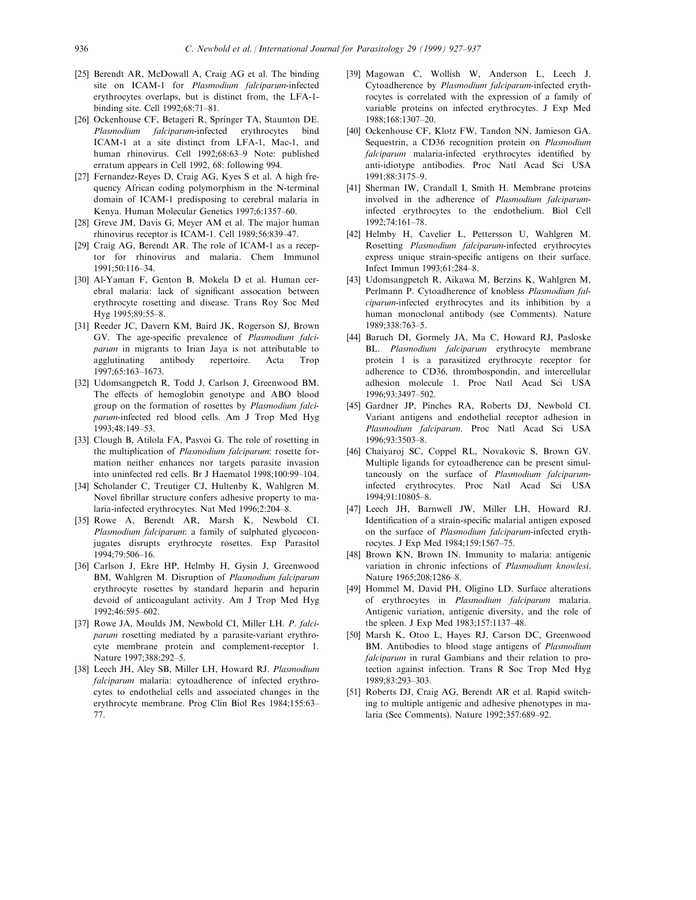[25] Berendt AR, McDowall A, Craig AG et al. The binding site on ICAM-1 for *Plasmodium falciparum*-infected erythrocytes overlaps, but is distinct from, the LFA-1-binding site. Cell 1992;68:71–81.

[26] Ockenhouse CF, Betageri R, Springer TA, Staunton DE. *Plasmodium falciparum*-infected erythrocytes bind ICAM-1 at a site distinct from LFA-1, Mac-1, and human rhinovirus. Cell 1992;68:63–9 Note: published erratum appears in Cell 1992, 68: following 994.

[27] Fernandez-Reyes D, Craig AG, Kyes S et al. A high frequency African coding polymorphism in the N-terminal domain of ICAM-1 predisposing to cerebral malaria in Kenya. Human Molecular Genetics 1997;6:1357–60.

[28] Greve JM, Davis G, Meyer AM et al. The major human rhinovirus receptor is ICAM-1. Cell 1989;56:839–47.

[29] Craig AG, Berendt AR. The role of ICAM-1 as a receptor for rhinovirus and malaria. Chem Immunol 1991;50:116–34.

[30] Al-Yaman F, Genton B, Mokela D et al. Human cerebral malaria: lack of significant assocation between erythrocyte rosetting and disease. Trans Roy Soc Med Hyg 1995;89:55–8.

[31] Reeder JC, Davern KM, Baird JK, Rogerson SJ, Brown GV. The age-specific prevalence of *Plasmodium falciparum* in migrants to Irian Jaya is not attributable to agglutinating antibody repertoire. Acta Trop 1997;65:163–1673.

[32] Udomsangpetch R, Todd J, Carlson J, Greenwood BM. The effects of hemoglobin genotype and ABO blood group on the formation of rosettes by *Plasmodium falciparum*-infected red blood cells. Am J Trop Med Hyg 1993;48:149–53.

[33] Clough B, Atilola FA, Pasvoi G. The role of rosetting in the multiplication of *Plasmodium falciparum*: rosette formation neither enhances nor targets parasite invasion into uninfected red cells. Br J Haematol 1998;100:99–104.

[34] Scholander C, Treutiger CJ, Hultenby K, Wahlgren M. Novel fibrillar structure confers adhesive property to malaria-infected erythrocytes. Nat Med 1996;2:204–8.

[35] Rowe A, Berendt AR, Marsh K, Newbold CI. *Plasmodium falciparum*: a family of sulphated glycoconjugates disrupts erythrocyte rosettes. Exp Parasitol 1994;79:506–16.

[36] Carlson J, Ekre HP, Helmby H, Gysin J, Greenwood BM, Wahlgren M. Disruption of *Plasmodium falciparum* erythrocyte rosettes by standard heparin and heparin devoid of anticoagulant activity. Am J Trop Med Hyg 1992;46:595–602.

[37] Rowe JA, Moulds JM, Newbold CI, Miller LH. *P. falciparum* rosetting mediated by a parasite-variant erythrocyte membrane protein and complement-receptor 1. Nature 1997;388:292–5.

[38] Leech JH, Aley SB, Miller LH, Howard RJ. *Plasmodium falciparum* malaria: cytoadherence of infected erythrocytes to endothelial cells and associated changes in the erythrocyte membrane. Prog Clin Biol Res 1984;155:63–77.

[39] Magowan C, Wollish W, Anderson L, Leech J. Cytoadherence by *Plasmodium falciparum*-infected erythrocytes is correlated with the expression of a family of variable proteins on infected erythrocytes. J Exp Med 1988;168:1307–20.

[40] Ockenhouse CF, Klotz FW, Tandon NN, Jamieson GA. Sequestrin, a CD36 recognition protein on *Plasmodium falciparum* malaria-infected erythrocytes identified by anti-idiotype antibodies. Proc Natl Acad Sci USA 1991;88:3175–9.

[41] Sherman IW, Crandall I, Smith H. Membrane proteins involved in the adherence of *Plasmodium falciparum*-infected erythrocytes to the endothelium. Biol Cell 1992;74:161–78.

[42] Helmby H, Cavelier L, Pettersson U, Wahlgren M. Rosetting *Plasmodium falciparum*-infected erythrocytes express unique strain-specific antigens on their surface. Infect Immun 1993;61:284–8.

[43] Udomsangpetch R, Aikawa M, Berzins K, Wahlgren M, Perlmann P. Cytoadherence of knobless *Plasmodium falciparum*-infected erythrocytes and its inhibition by a human monoclonal antibody (see Comments). Nature 1989;338:763–5.

[44] Baruch DI, Gormely JA, Ma C, Howard RJ, Pasloske BL. *Plasmodium falciparum* erythrocyte membrane protein 1 is a parasitized erythrocyte receptor for adherence to CD36, thrombospondin, and intercellular adhesion molecule 1. Proc Natl Acad Sci USA 1996;93:3497–502.

[45] Gardner JP, Pinches RA, Roberts DJ, Newbold CI. Variant antigens and endothelial receptor adhesion in *Plasmodium falciparum*. Proc Natl Acad Sci USA 1996;93:3503–8.

[46] Chaiyaroj SC, Coppel RL, Novakovic S, Brown GV. Multiple ligands for cytoadherence can be present simultaneously on the surface of *Plasmodium falciparum*-infected erythrocytes. Proc Natl Acad Sci USA 1994;91:10805–8.

[47] Leech JH, Barnwell JW, Miller LH, Howard RJ. Identification of a strain-specific malarial antigen exposed on the surface of *Plasmodium falciparum*-infected erythrocytes. J Exp Med 1984;159:1567–75.

[48] Brown KN, Brown IN. Immunity to malaria: antigenic variation in chronic infections of *Plasmodium knowlesi*. Nature 1965;208:1286–8.

[49] Hommel M, David PH, Oligino LD. Surface alterations of erythrocytes in *Plasmodium falciparum* malaria. Antigenic variation, antigenic diversity, and the role of the spleen. J Exp Med 1983;157:1137–48.

[50] Marsh K, Otoo L, Hayes RJ, Carson DC, Greenwood BM. Antibodies to blood stage antigens of *Plasmodium falciparum* in rural Gambians and their relation to protection against infection. Trans R Soc Trop Med Hyg 1989;83:293–303.

[51] Roberts DJ, Craig AG, Berendt AR et al. Rapid switching to multiple antigenic and adhesive phenotypes in malaria (See Comments). Nature 1992;357:689–92.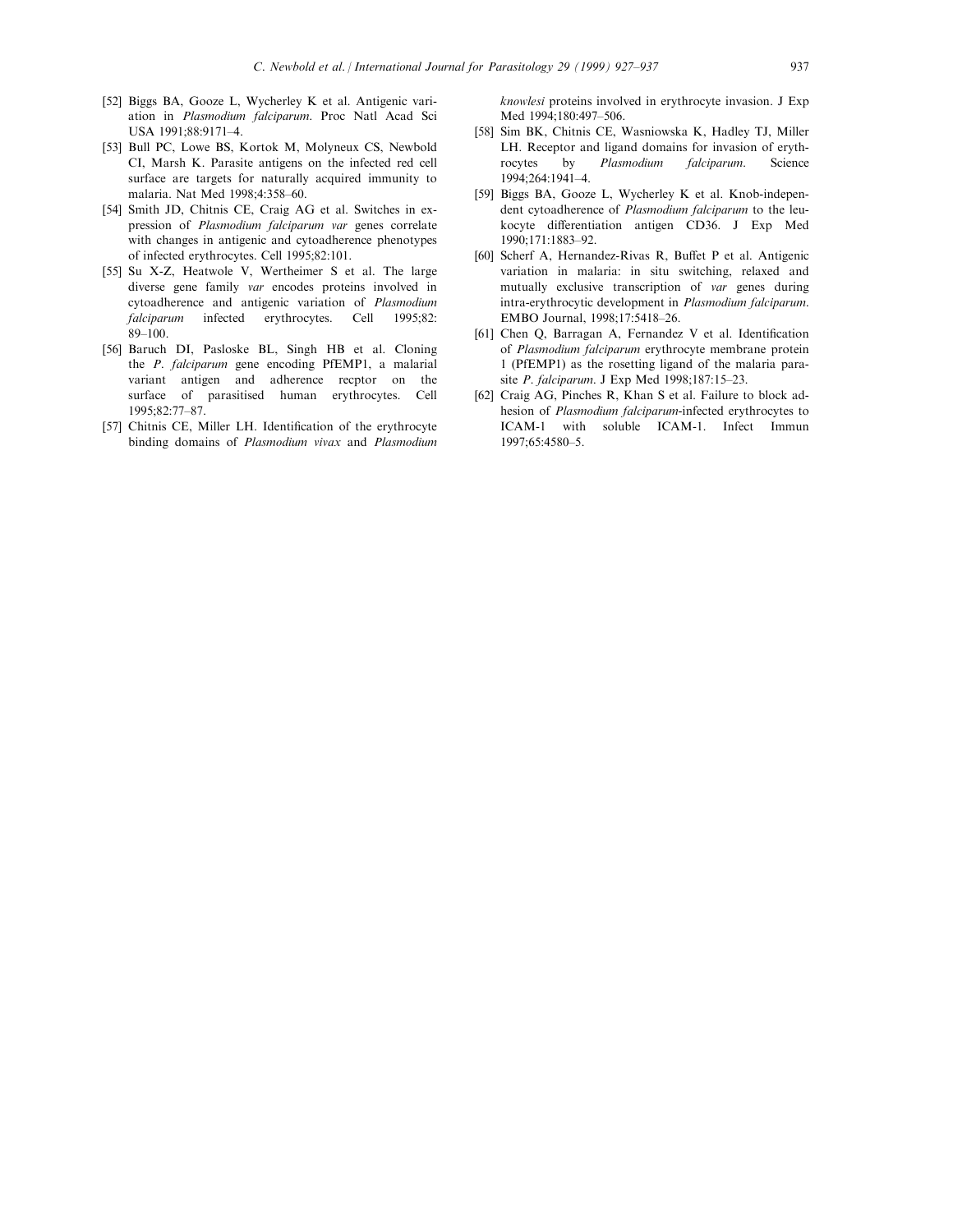[52] Biggs BA, Gooze L, Wycherley K et al. Antigenic variation in *Plasmodium falciparum*. Proc Natl Acad Sci USA 1991;88:9171–4.

[53] Bull PC, Lowe BS, Kortok M, Molyneux CS, Newbold CI, Marsh K. Parasite antigens on the infected red cell surface are targets for naturally acquired immunity to malaria. Nat Med 1998;4:358–60.

[54] Smith JD, Chitnis CE, Craig AG et al. Switches in expression of *Plasmodium falciparum var* genes correlate with changes in antigenic and cytoadherence phenotypes of infected erythrocytes. Cell 1995;82:101.

[55] Su X-Z, Heatwole V, Wertheimer S et al. The large diverse gene family *var* encodes proteins involved in cytoadherence and antigenic variation of *Plasmodium falciparum* infected erythrocytes. Cell 1995;82: 89–100.

[56] Baruch DI, Pasloske BL, Singh HB et al. Cloning the *P. falciparum* gene encoding PfEMP1, a malarial variant antigen and adherence recptor on the surface of parasitised human erythrocytes. Cell 1995;82:77–87.

[57] Chitnis CE, Miller LH. Identification of the erythrocyte binding domains of *Plasmodium vivax* and *Plasmodium knowlesi* proteins involved in erythrocyte invasion. J Exp Med 1994;180:497–506.

[58] Sim BK, Chitnis CE, Wasniowska K, Hadley TJ, Miller LH. Receptor and ligand domains for invasion of erythrocytes by *Plasmodium falciparum*. Science 1994;264:1941–4.

[59] Biggs BA, Gooze L, Wycherley K et al. Knob-independent cytoadherence of *Plasmodium falciparum* to the leukocyte differentiation antigen CD36. J Exp Med 1990;171:1883–92.

[60] Scherf A, Hernandez-Rivas R, Buffet P et al. Antigenic variation in malaria: in situ switching, relaxed and mutually exclusive transcription of *var* genes during intra-erythrocytic development in *Plasmodium falciparum*. EMBO Journal, 1998;17:5418–26.

[61] Chen Q, Barragan A, Fernandez V et al. Identification of *Plasmodium falciparum* erythrocyte membrane protein 1 (PfEMP1) as the rosetting ligand of the malaria parasite *P. falciparum*. J Exp Med 1998;187:15–23.

[62] Craig AG, Pinches R, Khan S et al. Failure to block adhesion of *Plasmodium falciparum*-infected erythrocytes to ICAM-1 with soluble ICAM-1. Infect Immun 1997;65:4580–5.